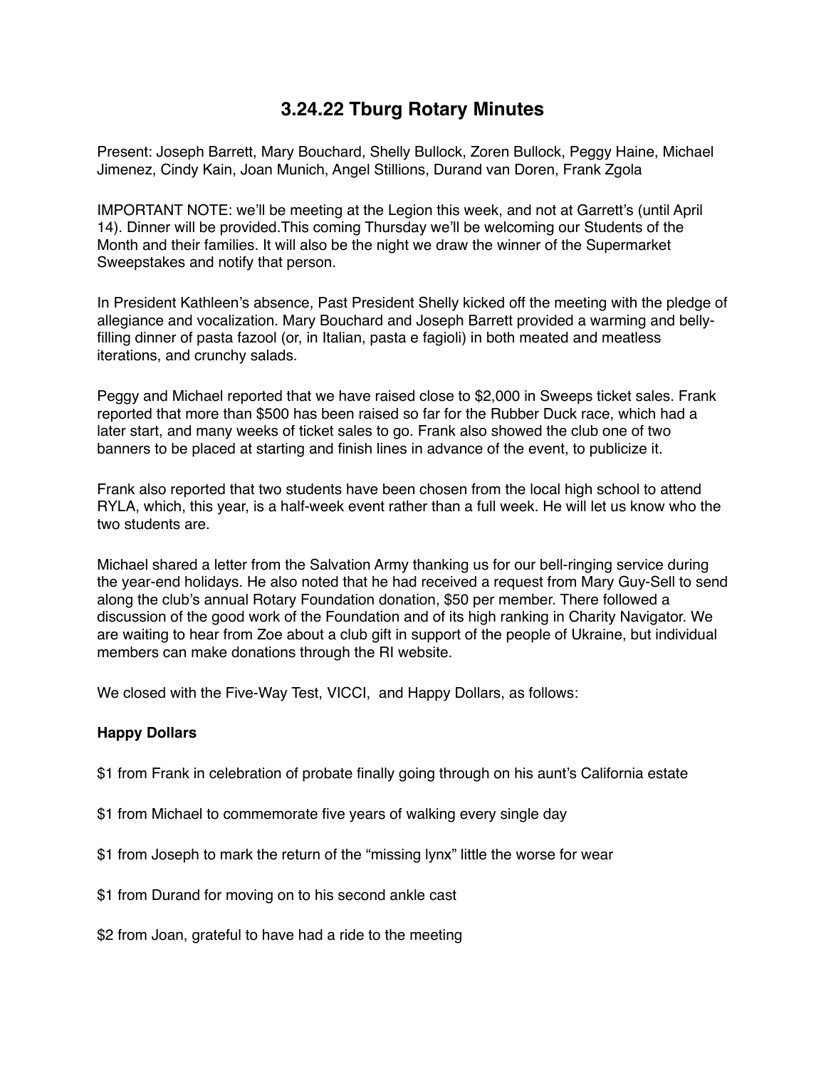# 3.24.22 Tburg Rotary Minutes

Present: Joseph Barrett, Mary Bouchard, Shelly Bullock, Zoren Bullock, Peggy Haine, Michael Jimenez, Cindy Kain, Joan Munich, Angel Stillions, Durand van Doren, Frank Zgola

IMPORTANT NOTE: we'll be meeting at the Legion this week, and not at Garrett's (until April 14). Dinner will be provided.This coming Thursday we'll be welcoming our Students of the Month and their families. It will also be the night we draw the winner of the Supermarket Sweepstakes and notify that person.

In President Kathleen's absence, Past President Shelly kicked off the meeting with the pledge of allegiance and vocalization. Mary Bouchard and Joseph Barrett provided a warming and belly-filling dinner of pasta fazool (or, in Italian, pasta e fagioli) in both meated and meatless iterations, and crunchy salads.

Peggy and Michael reported that we have raised close to $2,000 in Sweeps ticket sales. Frank reported that more than $500 has been raised so far for the Rubber Duck race, which had a later start, and many weeks of ticket sales to go. Frank also showed the club one of two banners to be placed at starting and finish lines in advance of the event, to publicize it.

Frank also reported that two students have been chosen from the local high school to attend RYLA, which, this year, is a half-week event rather than a full week. He will let us know who the two students are.

Michael shared a letter from the Salvation Army thanking us for our bell-ringing service during the year-end holidays. He also noted that he had received a request from Mary Guy-Sell to send along the club's annual Rotary Foundation donation, $50 per member. There followed a discussion of the good work of the Foundation and of its high ranking in Charity Navigator. We are waiting to hear from Zoe about a club gift in support of the people of Ukraine, but individual members can make donations through the RI website.

We closed with the Five-Way Test, VICCI, and Happy Dollars, as follows:

**Happy Dollars**

$1 from Frank in celebration of probate finally going through on his aunt's California estate

$1 from Michael to commemorate five years of walking every single day

$1 from Joseph to mark the return of the "missing lynx" little the worse for wear

$1 from Durand for moving on to his second ankle cast

$2 from Joan, grateful to have had a ride to the meeting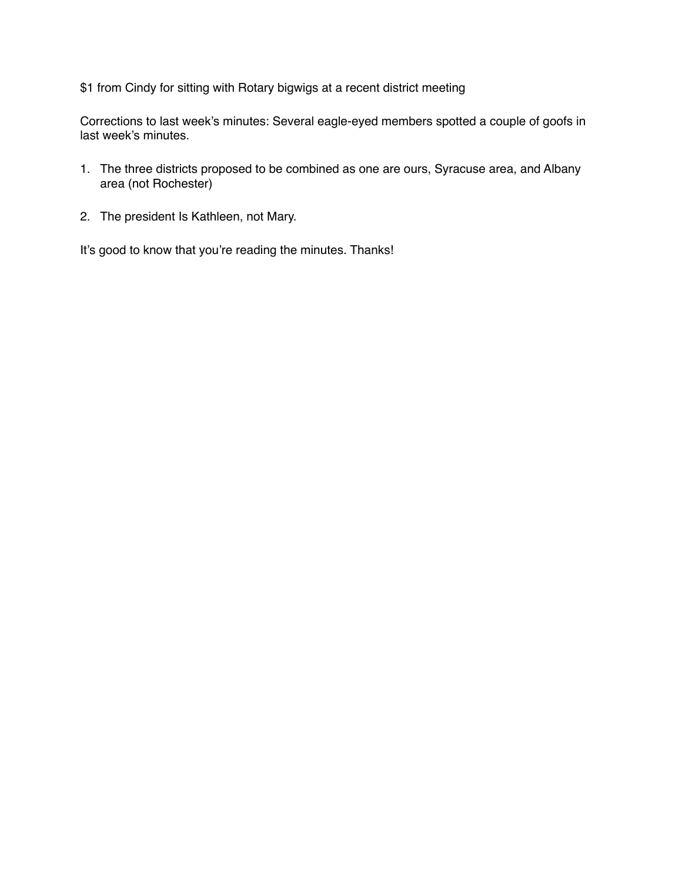$1 from Cindy for sitting with Rotary bigwigs at a recent district meeting

Corrections to last week's minutes: Several eagle-eyed members spotted a couple of goofs in last week's minutes.

1. The three districts proposed to be combined as one are ours, Syracuse area, and Albany area (not Rochester)

2. The president Is Kathleen, not Mary.

It's good to know that you're reading the minutes. Thanks!